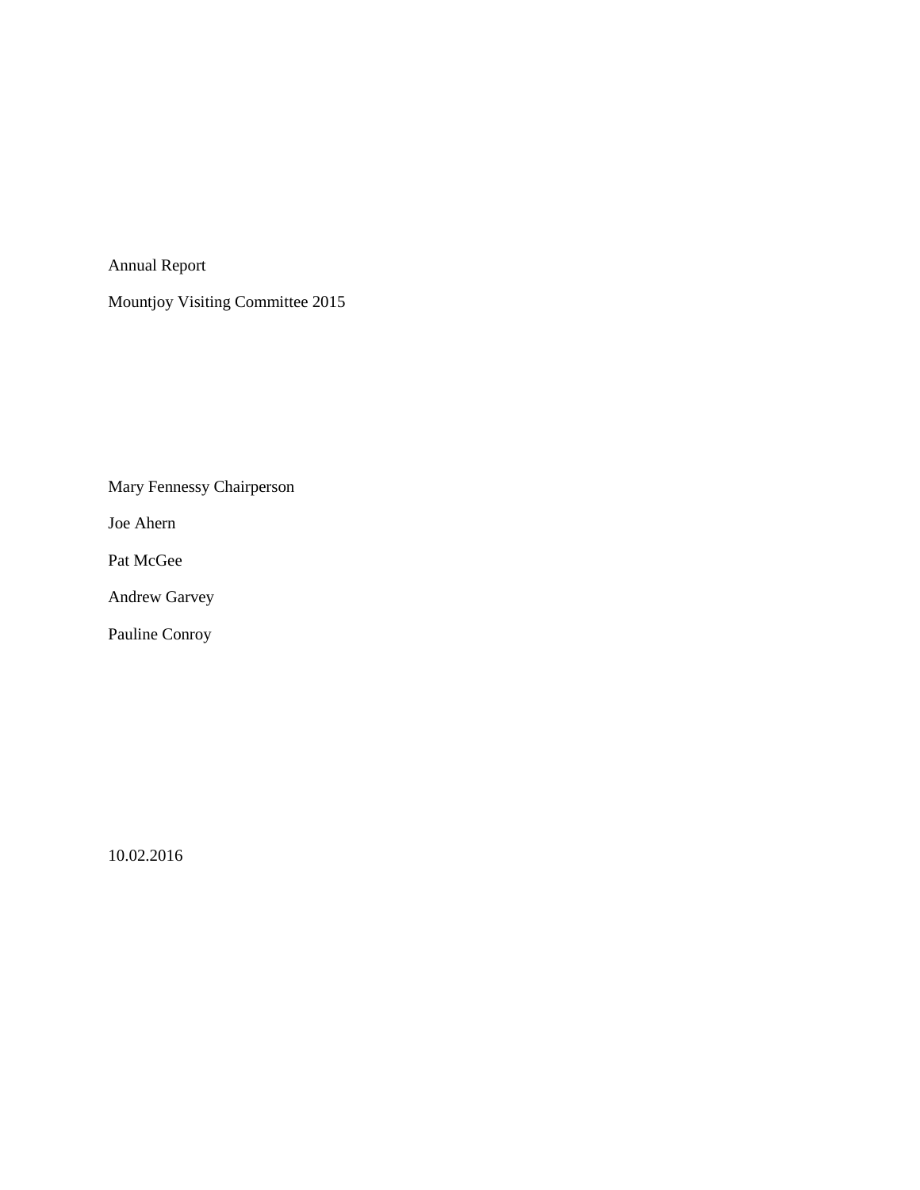Annual Report

Mountjoy Visiting Committee 2015

Mary Fennessy Chairperson

Joe Ahern

Pat McGee

Andrew Garvey

Pauline Conroy

10.02.2016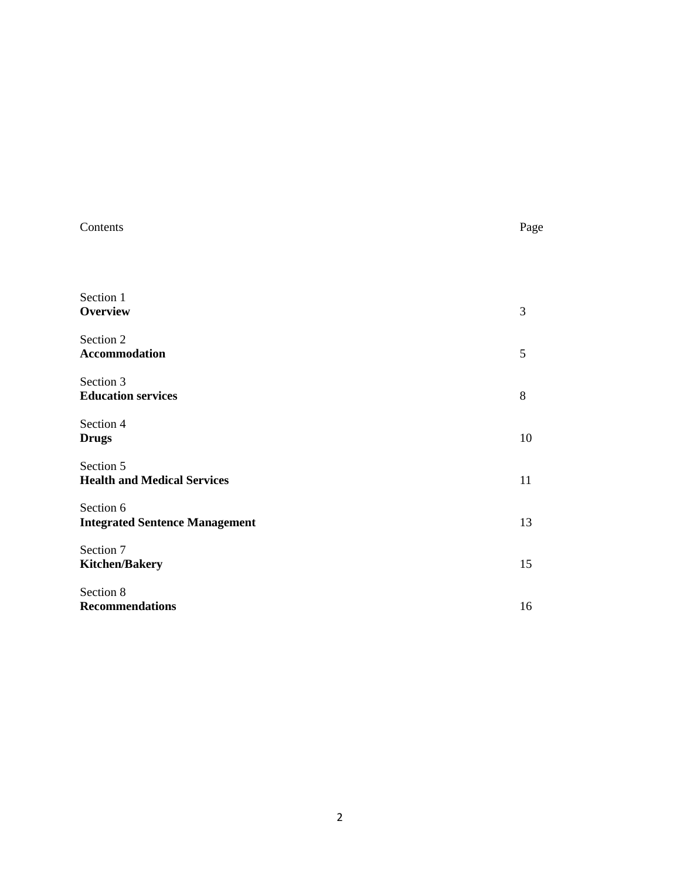| Contents | Page |
|---|---|
| Section 1<br>**Overview** | 3 |
| Section 2<br>**Accommodation** | 5 |
| Section 3<br>**Education services** | 8 |
| Section 4<br>**Drugs** | 10 |
| Section 5<br>**Health and Medical Services** | 11 |
| Section 6<br>**Integrated Sentence Management** | 13 |
| Section 7<br>**Kitchen/Bakery** | 15 |
| Section 8<br>**Recommendations** | 16 |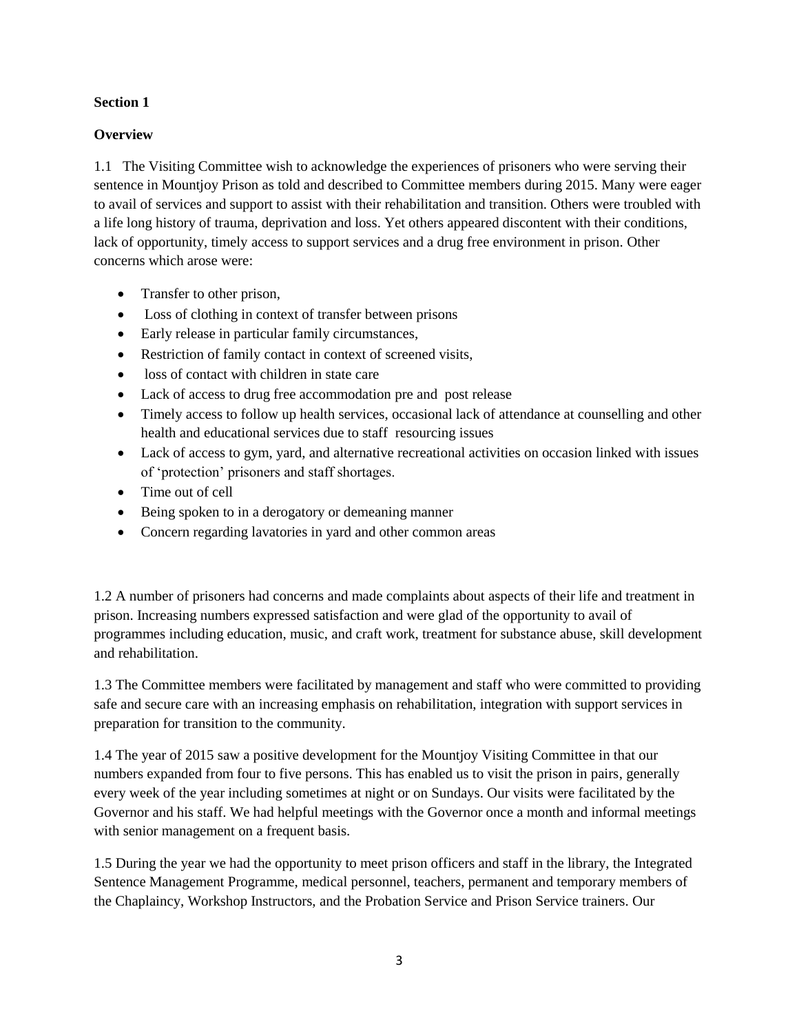**Section 1**

**Overview**

1.1 The Visiting Committee wish to acknowledge the experiences of prisoners who were serving their sentence in Mountjoy Prison as told and described to Committee members during 2015. Many were eager to avail of services and support to assist with their rehabilitation and transition. Others were troubled with a life long history of trauma, deprivation and loss. Yet others appeared discontent with their conditions, lack of opportunity, timely access to support services and a drug free environment in prison. Other concerns which arose were:

- Transfer to other prison,
- Loss of clothing in context of transfer between prisons
- Early release in particular family circumstances,
- Restriction of family contact in context of screened visits,
- loss of contact with children in state care
- Lack of access to drug free accommodation pre and post release
- Timely access to follow up health services, occasional lack of attendance at counselling and other health and educational services due to staff resourcing issues
- Lack of access to gym, yard, and alternative recreational activities on occasion linked with issues of 'protection' prisoners and staff shortages.
- Time out of cell
- Being spoken to in a derogatory or demeaning manner
- Concern regarding lavatories in yard and other common areas

1.2 A number of prisoners had concerns and made complaints about aspects of their life and treatment in prison. Increasing numbers expressed satisfaction and were glad of the opportunity to avail of programmes including education, music, and craft work, treatment for substance abuse, skill development and rehabilitation.

1.3 The Committee members were facilitated by management and staff who were committed to providing safe and secure care with an increasing emphasis on rehabilitation, integration with support services in preparation for transition to the community.

1.4 The year of 2015 saw a positive development for the Mountjoy Visiting Committee in that our numbers expanded from four to five persons. This has enabled us to visit the prison in pairs, generally every week of the year including sometimes at night or on Sundays. Our visits were facilitated by the Governor and his staff. We had helpful meetings with the Governor once a month and informal meetings with senior management on a frequent basis.

1.5 During the year we had the opportunity to meet prison officers and staff in the library, the Integrated Sentence Management Programme, medical personnel, teachers, permanent and temporary members of the Chaplaincy, Workshop Instructors, and the Probation Service and Prison Service trainers. Our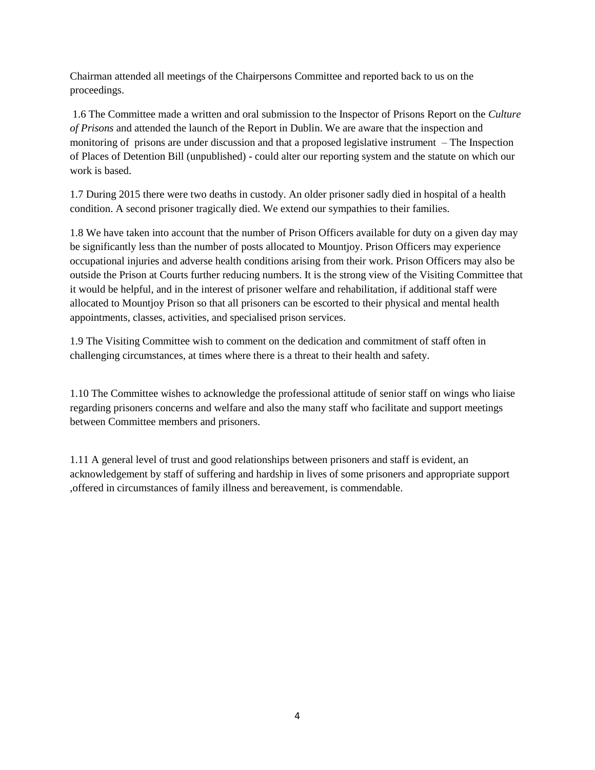Chairman attended all meetings of the Chairpersons Committee and reported back to us on the proceedings.

1.6 The Committee made a written and oral submission to the Inspector of Prisons Report on the *Culture of Prisons* and attended the launch of the Report in Dublin. We are aware that the inspection and monitoring of prisons are under discussion and that a proposed legislative instrument – The Inspection of Places of Detention Bill (unpublished) - could alter our reporting system and the statute on which our work is based.

1.7 During 2015 there were two deaths in custody. An older prisoner sadly died in hospital of a health condition. A second prisoner tragically died. We extend our sympathies to their families.

1.8 We have taken into account that the number of Prison Officers available for duty on a given day may be significantly less than the number of posts allocated to Mountjoy. Prison Officers may experience occupational injuries and adverse health conditions arising from their work. Prison Officers may also be outside the Prison at Courts further reducing numbers. It is the strong view of the Visiting Committee that it would be helpful, and in the interest of prisoner welfare and rehabilitation, if additional staff were allocated to Mountjoy Prison so that all prisoners can be escorted to their physical and mental health appointments, classes, activities, and specialised prison services.

1.9 The Visiting Committee wish to comment on the dedication and commitment of staff often in challenging circumstances, at times where there is a threat to their health and safety.

1.10 The Committee wishes to acknowledge the professional attitude of senior staff on wings who liaise regarding prisoners concerns and welfare and also the many staff who facilitate and support meetings between Committee members and prisoners.

1.11 A general level of trust and good relationships between prisoners and staff is evident, an acknowledgement by staff of suffering and hardship in lives of some prisoners and appropriate support ,offered in circumstances of family illness and bereavement, is commendable.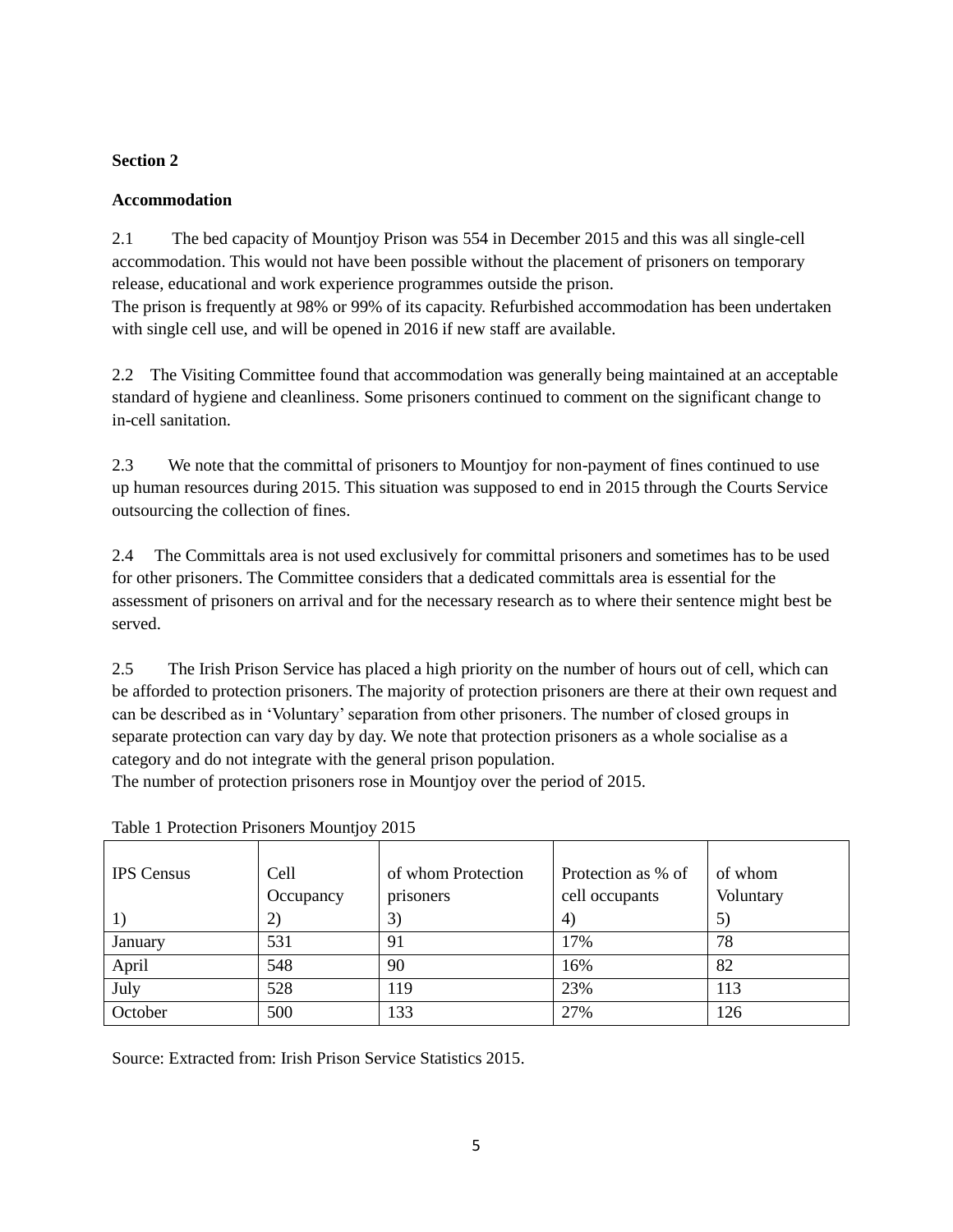**Section 2**

**Accommodation**

2.1 The bed capacity of Mountjoy Prison was 554 in December 2015 and this was all single-cell accommodation. This would not have been possible without the placement of prisoners on temporary release, educational and work experience programmes outside the prison.
The prison is frequently at 98% or 99% of its capacity. Refurbished accommodation has been undertaken with single cell use, and will be opened in 2016 if new staff are available.

2.2 The Visiting Committee found that accommodation was generally being maintained at an acceptable standard of hygiene and cleanliness. Some prisoners continued to comment on the significant change to in-cell sanitation.

2.3 We note that the committal of prisoners to Mountjoy for non-payment of fines continued to use up human resources during 2015. This situation was supposed to end in 2015 through the Courts Service outsourcing the collection of fines.

2.4 The Committals area is not used exclusively for committal prisoners and sometimes has to be used for other prisoners. The Committee considers that a dedicated committals area is essential for the assessment of prisoners on arrival and for the necessary research as to where their sentence might best be served.

2.5 The Irish Prison Service has placed a high priority on the number of hours out of cell, which can be afforded to protection prisoners. The majority of protection prisoners are there at their own request and can be described as in 'Voluntary' separation from other prisoners. The number of closed groups in separate protection can vary day by day. We note that protection prisoners as a whole socialise as a category and do not integrate with the general prison population.
The number of protection prisoners rose in Mountjoy over the period of 2015.

Table 1 Protection Prisoners Mountjoy 2015

| IPS Census 1) | Cell Occupancy 2) | of whom Protection prisoners 3) | Protection as % of cell occupants 4) | of whom Voluntary 5) |
|---|---|---|---|---|
| January | 531 | 91 | 17% | 78 |
| April | 548 | 90 | 16% | 82 |
| July | 528 | 119 | 23% | 113 |
| October | 500 | 133 | 27% | 126 |

Source: Extracted from: Irish Prison Service Statistics 2015.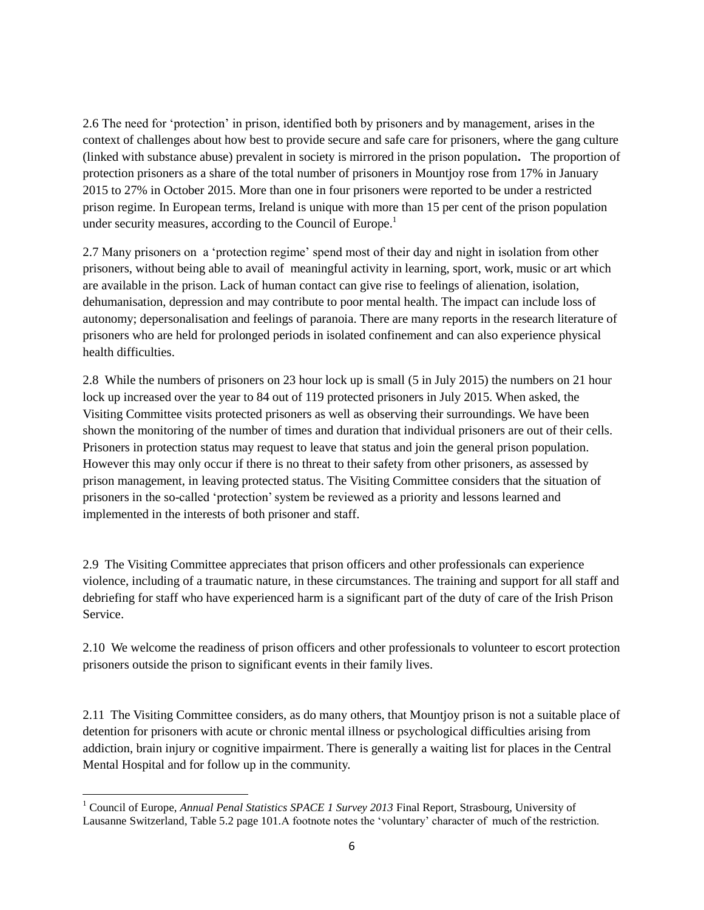2.6 The need for 'protection' in prison, identified both by prisoners and by management, arises in the context of challenges about how best to provide secure and safe care for prisoners, where the gang culture (linked with substance abuse) prevalent in society is mirrored in the prison population**.** The proportion of protection prisoners as a share of the total number of prisoners in Mountjoy rose from 17% in January 2015 to 27% in October 2015. More than one in four prisoners were reported to be under a restricted prison regime. In European terms, Ireland is unique with more than 15 per cent of the prison population under security measures, according to the Council of Europe.[1]

2.7 Many prisoners on a 'protection regime' spend most of their day and night in isolation from other prisoners, without being able to avail of meaningful activity in learning, sport, work, music or art which are available in the prison. Lack of human contact can give rise to feelings of alienation, isolation, dehumanisation, depression and may contribute to poor mental health. The impact can include loss of autonomy; depersonalisation and feelings of paranoia. There are many reports in the research literature of prisoners who are held for prolonged periods in isolated confinement and can also experience physical health difficulties.

2.8 While the numbers of prisoners on 23 hour lock up is small (5 in July 2015) the numbers on 21 hour lock up increased over the year to 84 out of 119 protected prisoners in July 2015. When asked, the Visiting Committee visits protected prisoners as well as observing their surroundings. We have been shown the monitoring of the number of times and duration that individual prisoners are out of their cells. Prisoners in protection status may request to leave that status and join the general prison population. However this may only occur if there is no threat to their safety from other prisoners, as assessed by prison management, in leaving protected status. The Visiting Committee considers that the situation of prisoners in the so-called 'protection' system be reviewed as a priority and lessons learned and implemented in the interests of both prisoner and staff.

2.9 The Visiting Committee appreciates that prison officers and other professionals can experience violence, including of a traumatic nature, in these circumstances. The training and support for all staff and debriefing for staff who have experienced harm is a significant part of the duty of care of the Irish Prison Service.

2.10 We welcome the readiness of prison officers and other professionals to volunteer to escort protection prisoners outside the prison to significant events in their family lives.

2.11 The Visiting Committee considers, as do many others, that Mountjoy prison is not a suitable place of detention for prisoners with acute or chronic mental illness or psychological difficulties arising from addiction, brain injury or cognitive impairment. There is generally a waiting list for places in the Central Mental Hospital and for follow up in the community.

[1] Council of Europe, *Annual Penal Statistics SPACE 1 Survey 2013* Final Report, Strasbourg, University of Lausanne Switzerland, Table 5.2 page 101.A footnote notes the 'voluntary' character of much of the restriction.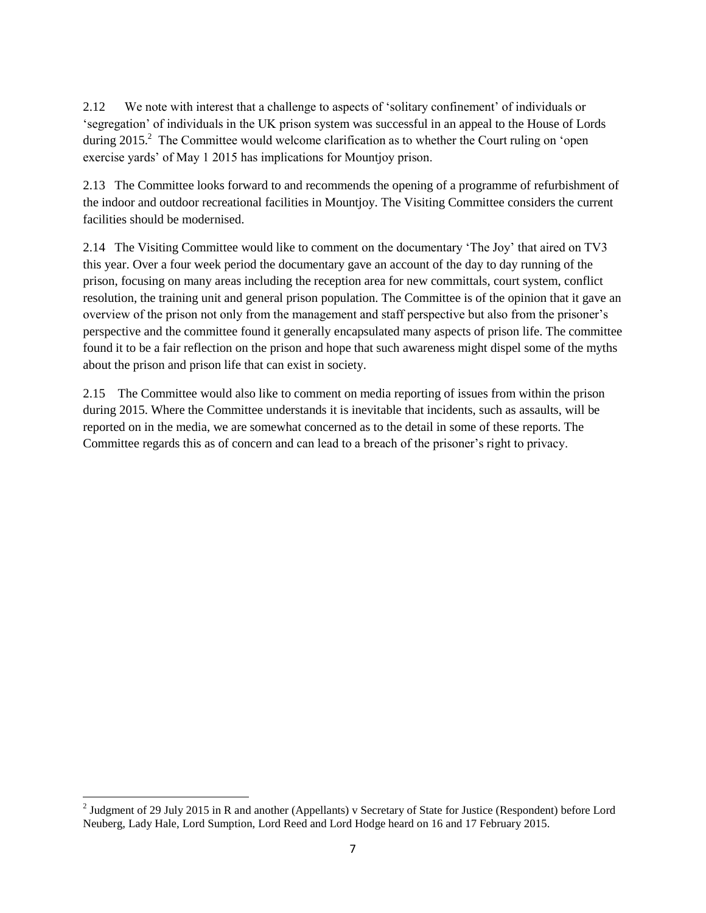2.12 We note with interest that a challenge to aspects of 'solitary confinement' of individuals or 'segregation' of individuals in the UK prison system was successful in an appeal to the House of Lords during 2015.[2] The Committee would welcome clarification as to whether the Court ruling on 'open exercise yards' of May 1 2015 has implications for Mountjoy prison.

2.13 The Committee looks forward to and recommends the opening of a programme of refurbishment of the indoor and outdoor recreational facilities in Mountjoy. The Visiting Committee considers the current facilities should be modernised.

2.14 The Visiting Committee would like to comment on the documentary 'The Joy' that aired on TV3 this year. Over a four week period the documentary gave an account of the day to day running of the prison, focusing on many areas including the reception area for new committals, court system, conflict resolution, the training unit and general prison population. The Committee is of the opinion that it gave an overview of the prison not only from the management and staff perspective but also from the prisoner's perspective and the committee found it generally encapsulated many aspects of prison life. The committee found it to be a fair reflection on the prison and hope that such awareness might dispel some of the myths about the prison and prison life that can exist in society.

2.15 The Committee would also like to comment on media reporting of issues from within the prison during 2015. Where the Committee understands it is inevitable that incidents, such as assaults, will be reported on in the media, we are somewhat concerned as to the detail in some of these reports. The Committee regards this as of concern and can lead to a breach of the prisoner's right to privacy.

---

[2] Judgment of 29 July 2015 in R and another (Appellants) v Secretary of State for Justice (Respondent) before Lord Neuberg, Lady Hale, Lord Sumption, Lord Reed and Lord Hodge heard on 16 and 17 February 2015.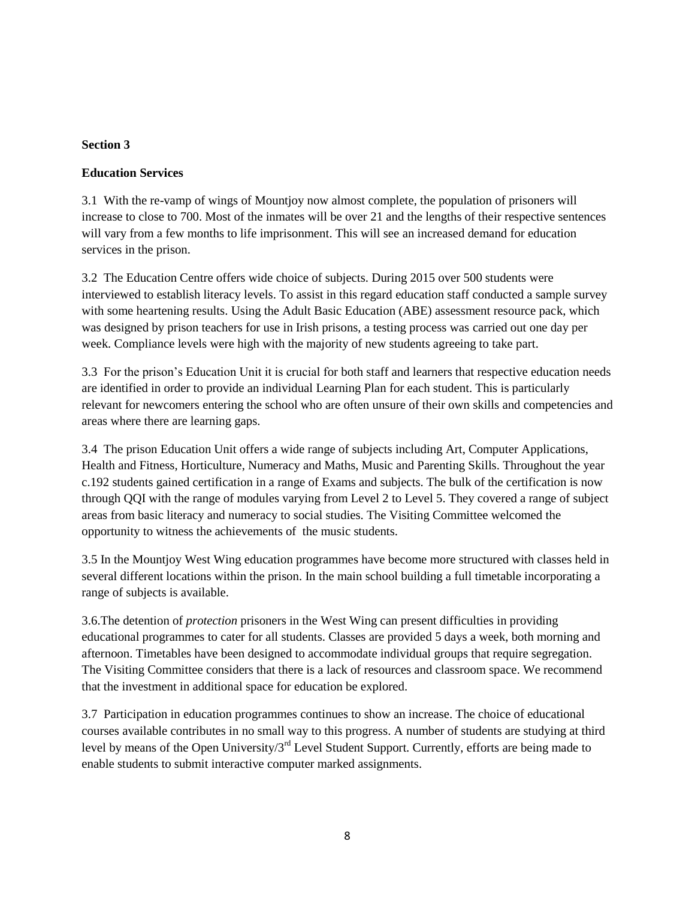**Section 3**

**Education Services**

3.1 With the re-vamp of wings of Mountjoy now almost complete, the population of prisoners will increase to close to 700. Most of the inmates will be over 21 and the lengths of their respective sentences will vary from a few months to life imprisonment. This will see an increased demand for education services in the prison.

3.2 The Education Centre offers wide choice of subjects. During 2015 over 500 students were interviewed to establish literacy levels. To assist in this regard education staff conducted a sample survey with some heartening results. Using the Adult Basic Education (ABE) assessment resource pack, which was designed by prison teachers for use in Irish prisons, a testing process was carried out one day per week. Compliance levels were high with the majority of new students agreeing to take part.

3.3 For the prison's Education Unit it is crucial for both staff and learners that respective education needs are identified in order to provide an individual Learning Plan for each student. This is particularly relevant for newcomers entering the school who are often unsure of their own skills and competencies and areas where there are learning gaps.

3.4 The prison Education Unit offers a wide range of subjects including Art, Computer Applications, Health and Fitness, Horticulture, Numeracy and Maths, Music and Parenting Skills. Throughout the year c.192 students gained certification in a range of Exams and subjects. The bulk of the certification is now through QQI with the range of modules varying from Level 2 to Level 5. They covered a range of subject areas from basic literacy and numeracy to social studies. The Visiting Committee welcomed the opportunity to witness the achievements of the music students.

3.5 In the Mountjoy West Wing education programmes have become more structured with classes held in several different locations within the prison. In the main school building a full timetable incorporating a range of subjects is available.

3.6.The detention of *protection* prisoners in the West Wing can present difficulties in providing educational programmes to cater for all students. Classes are provided 5 days a week, both morning and afternoon. Timetables have been designed to accommodate individual groups that require segregation. The Visiting Committee considers that there is a lack of resources and classroom space. We recommend that the investment in additional space for education be explored.

3.7 Participation in education programmes continues to show an increase. The choice of educational courses available contributes in no small way to this progress. A number of students are studying at third level by means of the Open University/3rd Level Student Support. Currently, efforts are being made to enable students to submit interactive computer marked assignments.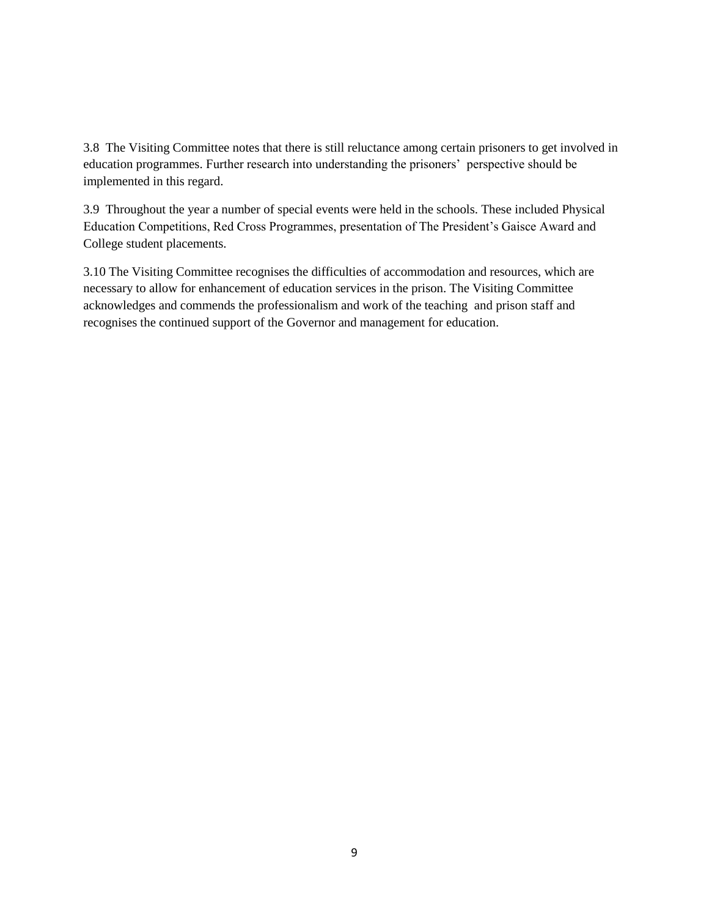3.8 The Visiting Committee notes that there is still reluctance among certain prisoners to get involved in education programmes. Further research into understanding the prisoners' perspective should be implemented in this regard.

3.9 Throughout the year a number of special events were held in the schools. These included Physical Education Competitions, Red Cross Programmes, presentation of The President's Gaisce Award and College student placements.

3.10 The Visiting Committee recognises the difficulties of accommodation and resources, which are necessary to allow for enhancement of education services in the prison. The Visiting Committee acknowledges and commends the professionalism and work of the teaching and prison staff and recognises the continued support of the Governor and management for education.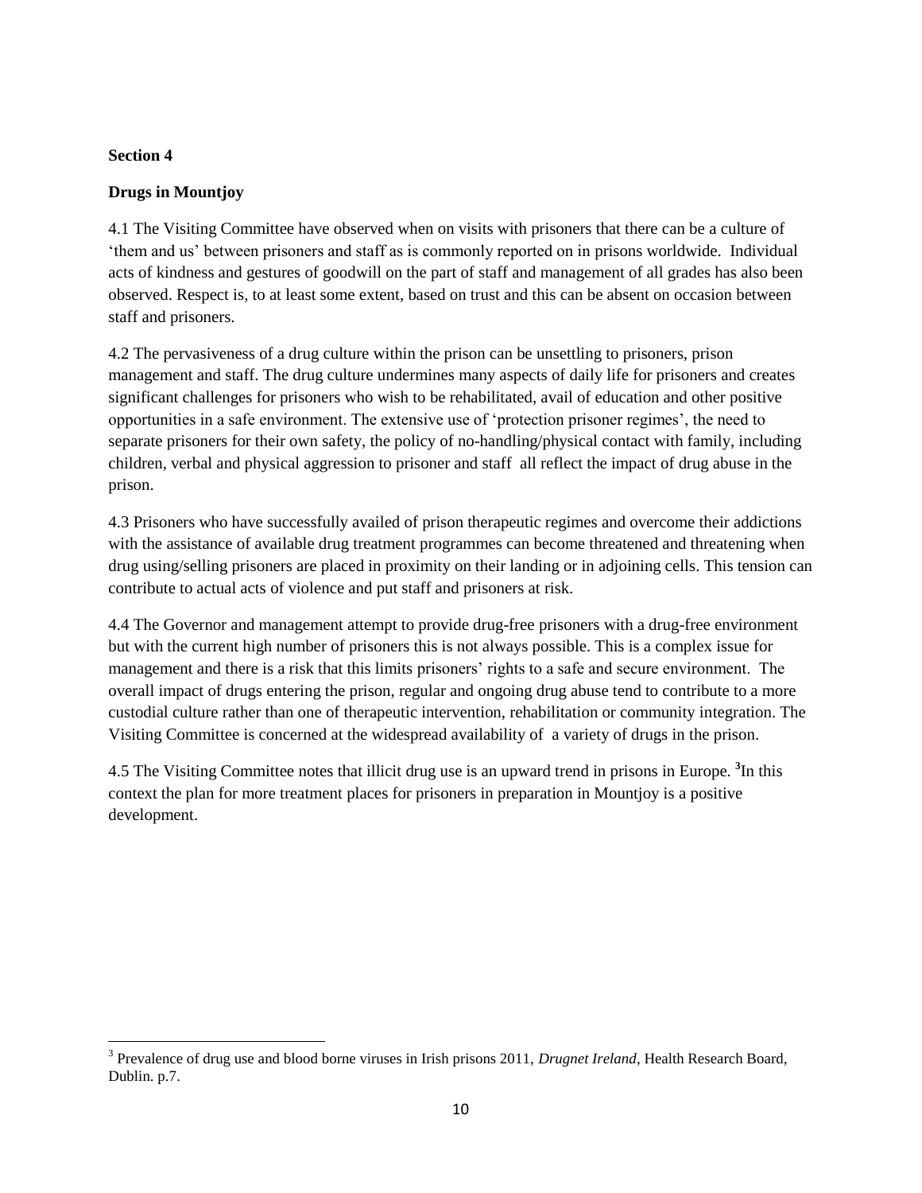**Section 4**

**Drugs in Mountjoy**

4.1 The Visiting Committee have observed when on visits with prisoners that there can be a culture of 'them and us' between prisoners and staff as is commonly reported on in prisons worldwide. Individual acts of kindness and gestures of goodwill on the part of staff and management of all grades has also been observed. Respect is, to at least some extent, based on trust and this can be absent on occasion between staff and prisoners.

4.2 The pervasiveness of a drug culture within the prison can be unsettling to prisoners, prison management and staff. The drug culture undermines many aspects of daily life for prisoners and creates significant challenges for prisoners who wish to be rehabilitated, avail of education and other positive opportunities in a safe environment. The extensive use of 'protection prisoner regimes', the need to separate prisoners for their own safety, the policy of no-handling/physical contact with family, including children, verbal and physical aggression to prisoner and staff all reflect the impact of drug abuse in the prison.

4.3 Prisoners who have successfully availed of prison therapeutic regimes and overcome their addictions with the assistance of available drug treatment programmes can become threatened and threatening when drug using/selling prisoners are placed in proximity on their landing or in adjoining cells. This tension can contribute to actual acts of violence and put staff and prisoners at risk.

4.4 The Governor and management attempt to provide drug-free prisoners with a drug-free environment but with the current high number of prisoners this is not always possible. This is a complex issue for management and there is a risk that this limits prisoners' rights to a safe and secure environment. The overall impact of drugs entering the prison, regular and ongoing drug abuse tend to contribute to a more custodial culture rather than one of therapeutic intervention, rehabilitation or community integration. The Visiting Committee is concerned at the widespread availability of a variety of drugs in the prison.

4.5 The Visiting Committee notes that illicit drug use is an upward trend in prisons in Europe. [3]In this context the plan for more treatment places for prisoners in preparation in Mountjoy is a positive development.

---

[3] Prevalence of drug use and blood borne viruses in Irish prisons 2011, *Drugnet Ireland*, Health Research Board, Dublin. p.7.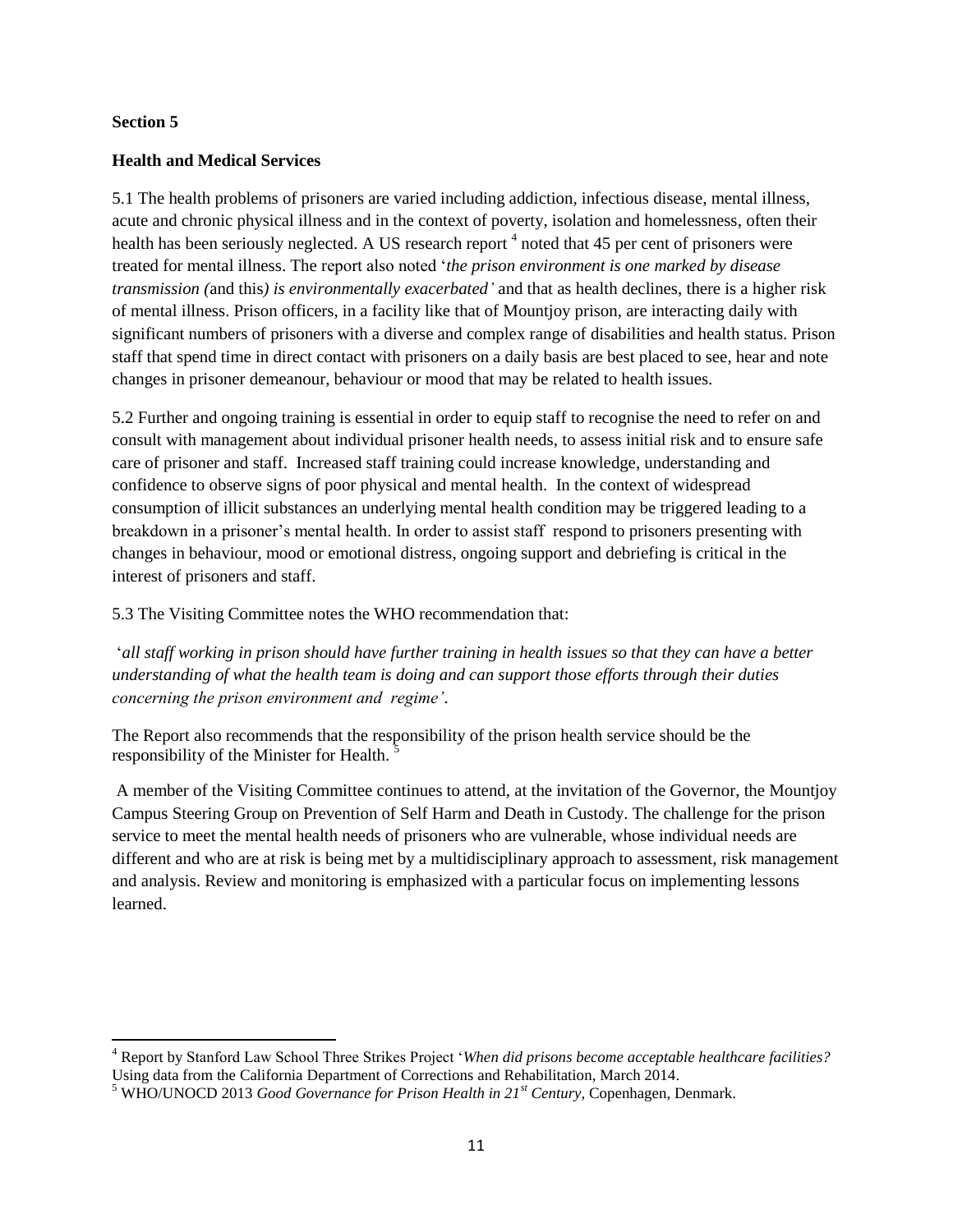**Section 5**

**Health and Medical Services**

5.1 The health problems of prisoners are varied including addiction, infectious disease, mental illness, acute and chronic physical illness and in the context of poverty, isolation and homelessness, often their health has been seriously neglected. A US research report [4] noted that 45 per cent of prisoners were treated for mental illness. The report also noted '*the prison environment is one marked by disease transmission (*and this*) is environmentally exacerbated'* and that as health declines, there is a higher risk of mental illness. Prison officers, in a facility like that of Mountjoy prison, are interacting daily with significant numbers of prisoners with a diverse and complex range of disabilities and health status. Prison staff that spend time in direct contact with prisoners on a daily basis are best placed to see, hear and note changes in prisoner demeanour, behaviour or mood that may be related to health issues.

5.2 Further and ongoing training is essential in order to equip staff to recognise the need to refer on and consult with management about individual prisoner health needs, to assess initial risk and to ensure safe care of prisoner and staff. Increased staff training could increase knowledge, understanding and confidence to observe signs of poor physical and mental health. In the context of widespread consumption of illicit substances an underlying mental health condition may be triggered leading to a breakdown in a prisoner's mental health. In order to assist staff respond to prisoners presenting with changes in behaviour, mood or emotional distress, ongoing support and debriefing is critical in the interest of prisoners and staff.

5.3 The Visiting Committee notes the WHO recommendation that:

'*all staff working in prison should have further training in health issues so that they can have a better understanding of what the health team is doing and can support those efforts through their duties concerning the prison environment and regime'*.

The Report also recommends that the responsibility of the prison health service should be the responsibility of the Minister for Health. [5]

A member of the Visiting Committee continues to attend, at the invitation of the Governor, the Mountjoy Campus Steering Group on Prevention of Self Harm and Death in Custody. The challenge for the prison service to meet the mental health needs of prisoners who are vulnerable, whose individual needs are different and who are at risk is being met by a multidisciplinary approach to assessment, risk management and analysis. Review and monitoring is emphasized with a particular focus on implementing lessons learned.

---

[4] Report by Stanford Law School Three Strikes Project '*When did prisons become acceptable healthcare facilities?* Using data from the California Department of Corrections and Rehabilitation, March 2014.

[5] WHO/UNOCD 2013 *Good Governance for Prison Health in 21st Century,* Copenhagen, Denmark.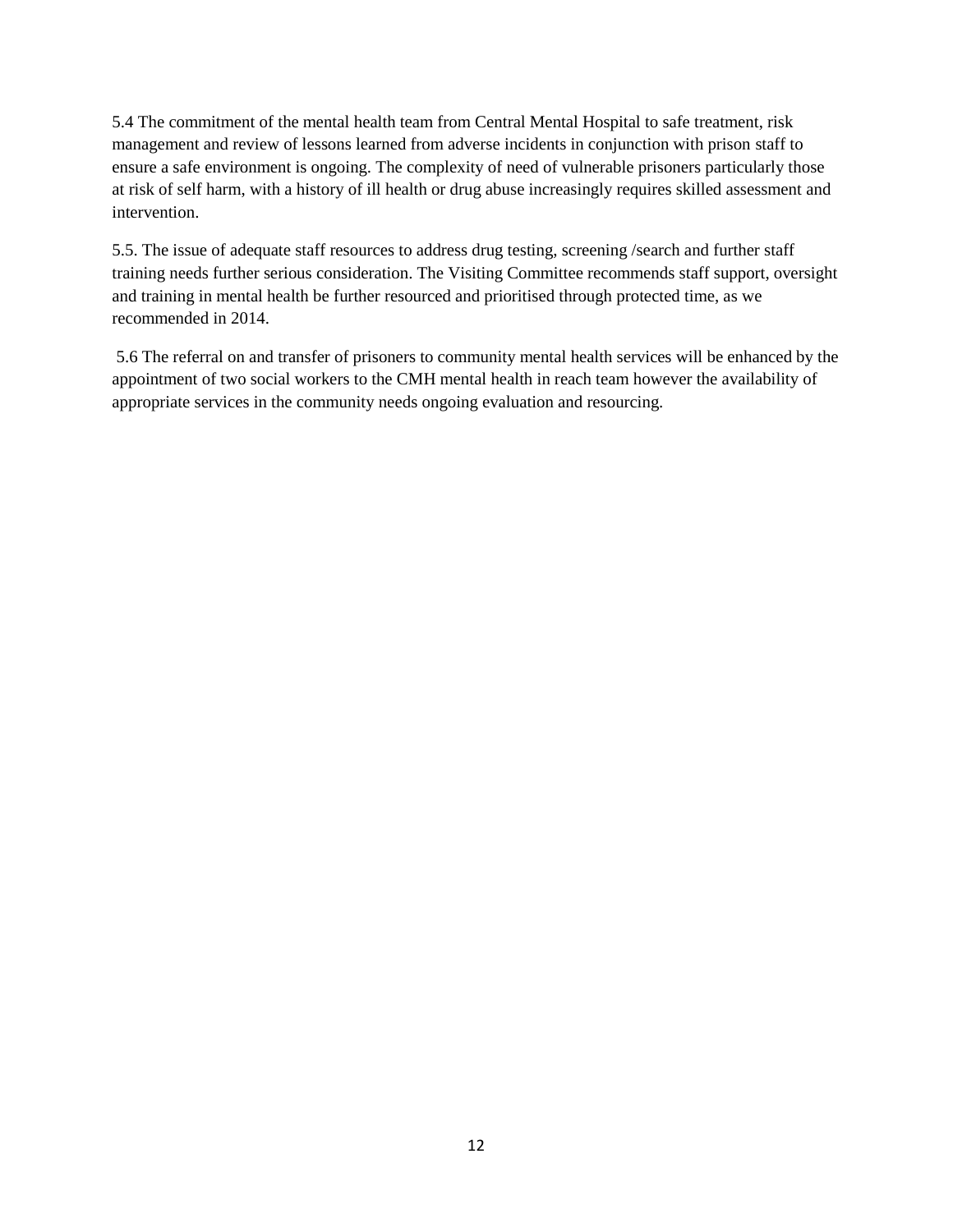5.4 The commitment of the mental health team from Central Mental Hospital to safe treatment, risk management and review of lessons learned from adverse incidents in conjunction with prison staff to ensure a safe environment is ongoing. The complexity of need of vulnerable prisoners particularly those at risk of self harm, with a history of ill health or drug abuse increasingly requires skilled assessment and intervention.

5.5. The issue of adequate staff resources to address drug testing, screening /search and further staff training needs further serious consideration. The Visiting Committee recommends staff support, oversight and training in mental health be further resourced and prioritised through protected time, as we recommended in 2014.

5.6 The referral on and transfer of prisoners to community mental health services will be enhanced by the appointment of two social workers to the CMH mental health in reach team however the availability of appropriate services in the community needs ongoing evaluation and resourcing.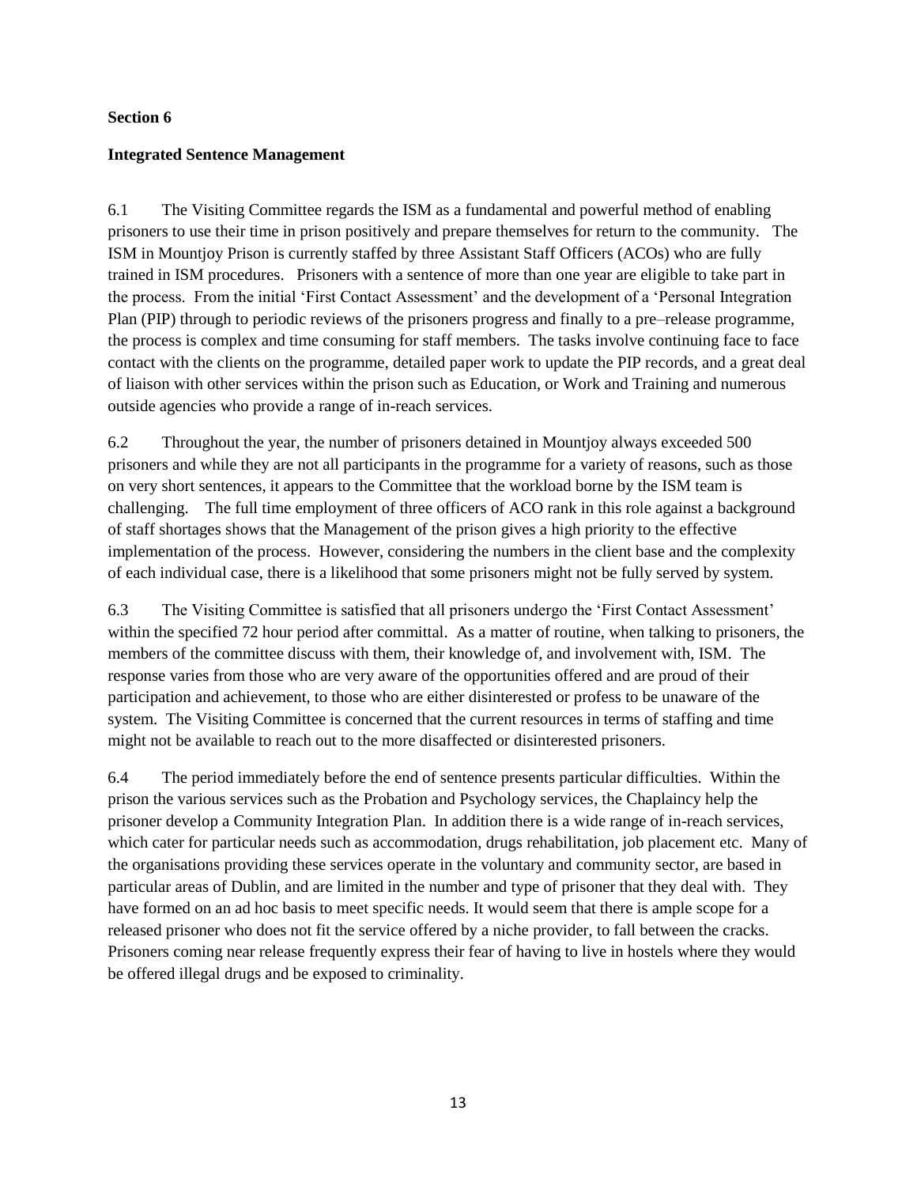**Section 6**

**Integrated Sentence Management**

6.1 The Visiting Committee regards the ISM as a fundamental and powerful method of enabling prisoners to use their time in prison positively and prepare themselves for return to the community. The ISM in Mountjoy Prison is currently staffed by three Assistant Staff Officers (ACOs) who are fully trained in ISM procedures. Prisoners with a sentence of more than one year are eligible to take part in the process. From the initial 'First Contact Assessment' and the development of a 'Personal Integration Plan (PIP) through to periodic reviews of the prisoners progress and finally to a pre–release programme, the process is complex and time consuming for staff members. The tasks involve continuing face to face contact with the clients on the programme, detailed paper work to update the PIP records, and a great deal of liaison with other services within the prison such as Education, or Work and Training and numerous outside agencies who provide a range of in-reach services.

6.2 Throughout the year, the number of prisoners detained in Mountjoy always exceeded 500 prisoners and while they are not all participants in the programme for a variety of reasons, such as those on very short sentences, it appears to the Committee that the workload borne by the ISM team is challenging. The full time employment of three officers of ACO rank in this role against a background of staff shortages shows that the Management of the prison gives a high priority to the effective implementation of the process. However, considering the numbers in the client base and the complexity of each individual case, there is a likelihood that some prisoners might not be fully served by system.

6.3 The Visiting Committee is satisfied that all prisoners undergo the 'First Contact Assessment' within the specified 72 hour period after committal. As a matter of routine, when talking to prisoners, the members of the committee discuss with them, their knowledge of, and involvement with, ISM. The response varies from those who are very aware of the opportunities offered and are proud of their participation and achievement, to those who are either disinterested or profess to be unaware of the system. The Visiting Committee is concerned that the current resources in terms of staffing and time might not be available to reach out to the more disaffected or disinterested prisoners.

6.4 The period immediately before the end of sentence presents particular difficulties. Within the prison the various services such as the Probation and Psychology services, the Chaplaincy help the prisoner develop a Community Integration Plan. In addition there is a wide range of in-reach services, which cater for particular needs such as accommodation, drugs rehabilitation, job placement etc. Many of the organisations providing these services operate in the voluntary and community sector, are based in particular areas of Dublin, and are limited in the number and type of prisoner that they deal with. They have formed on an ad hoc basis to meet specific needs. It would seem that there is ample scope for a released prisoner who does not fit the service offered by a niche provider, to fall between the cracks. Prisoners coming near release frequently express their fear of having to live in hostels where they would be offered illegal drugs and be exposed to criminality.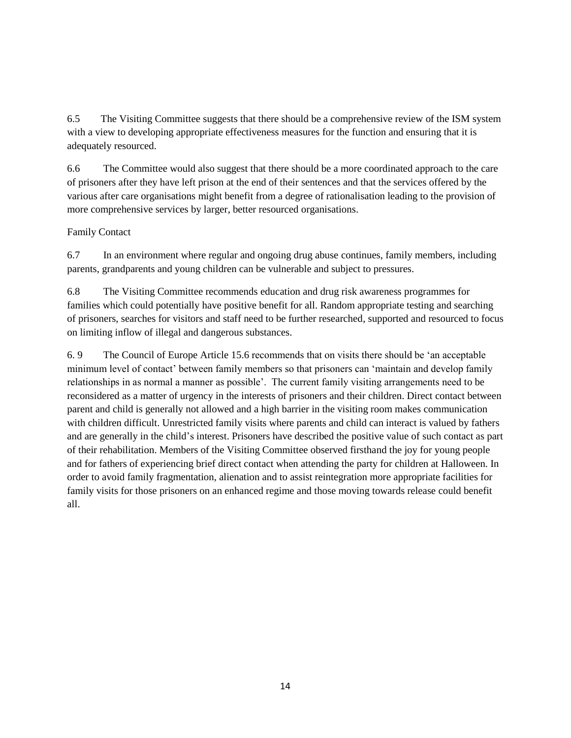6.5 The Visiting Committee suggests that there should be a comprehensive review of the ISM system with a view to developing appropriate effectiveness measures for the function and ensuring that it is adequately resourced.

6.6 The Committee would also suggest that there should be a more coordinated approach to the care of prisoners after they have left prison at the end of their sentences and that the services offered by the various after care organisations might benefit from a degree of rationalisation leading to the provision of more comprehensive services by larger, better resourced organisations.

Family Contact

6.7 In an environment where regular and ongoing drug abuse continues, family members, including parents, grandparents and young children can be vulnerable and subject to pressures.

6.8 The Visiting Committee recommends education and drug risk awareness programmes for families which could potentially have positive benefit for all. Random appropriate testing and searching of prisoners, searches for visitors and staff need to be further researched, supported and resourced to focus on limiting inflow of illegal and dangerous substances.

6. 9 The Council of Europe Article 15.6 recommends that on visits there should be 'an acceptable minimum level of contact' between family members so that prisoners can 'maintain and develop family relationships in as normal a manner as possible'. The current family visiting arrangements need to be reconsidered as a matter of urgency in the interests of prisoners and their children. Direct contact between parent and child is generally not allowed and a high barrier in the visiting room makes communication with children difficult. Unrestricted family visits where parents and child can interact is valued by fathers and are generally in the child's interest. Prisoners have described the positive value of such contact as part of their rehabilitation. Members of the Visiting Committee observed firsthand the joy for young people and for fathers of experiencing brief direct contact when attending the party for children at Halloween. In order to avoid family fragmentation, alienation and to assist reintegration more appropriate facilities for family visits for those prisoners on an enhanced regime and those moving towards release could benefit all.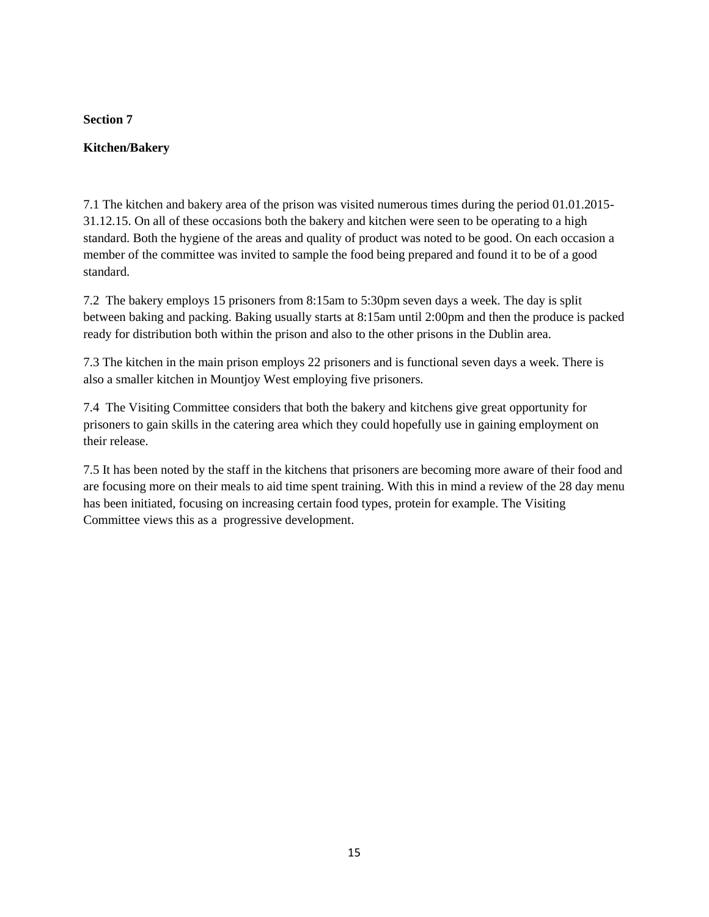## Section 7

### Kitchen/Bakery

7.1 The kitchen and bakery area of the prison was visited numerous times during the period 01.01.2015-31.12.15. On all of these occasions both the bakery and kitchen were seen to be operating to a high standard. Both the hygiene of the areas and quality of product was noted to be good. On each occasion a member of the committee was invited to sample the food being prepared and found it to be of a good standard.

7.2 The bakery employs 15 prisoners from 8:15am to 5:30pm seven days a week. The day is split between baking and packing. Baking usually starts at 8:15am until 2:00pm and then the produce is packed ready for distribution both within the prison and also to the other prisons in the Dublin area.

7.3 The kitchen in the main prison employs 22 prisoners and is functional seven days a week. There is also a smaller kitchen in Mountjoy West employing five prisoners.

7.4 The Visiting Committee considers that both the bakery and kitchens give great opportunity for prisoners to gain skills in the catering area which they could hopefully use in gaining employment on their release.

7.5 It has been noted by the staff in the kitchens that prisoners are becoming more aware of their food and are focusing more on their meals to aid time spent training. With this in mind a review of the 28 day menu has been initiated, focusing on increasing certain food types, protein for example. The Visiting Committee views this as a progressive development.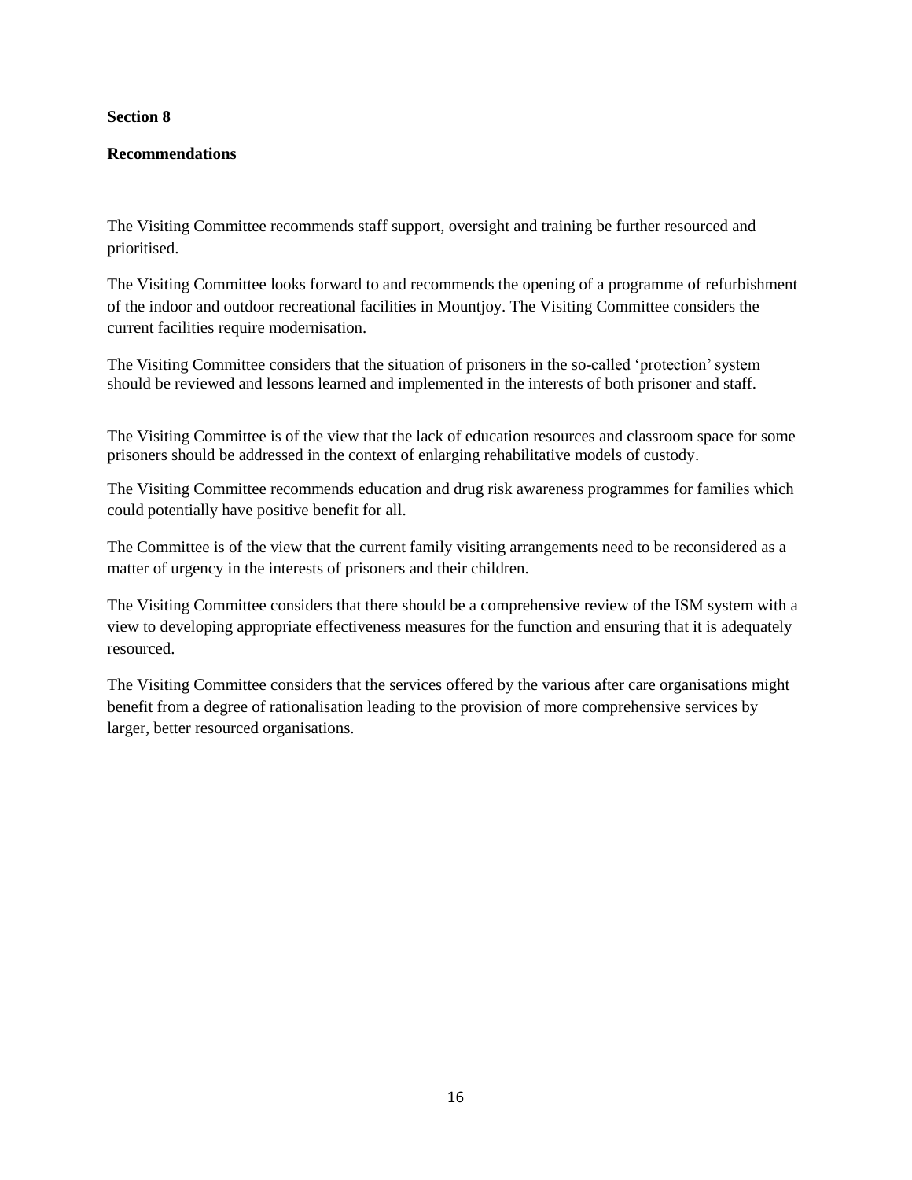## Section 8

### Recommendations

The Visiting Committee recommends staff support, oversight and training be further resourced and prioritised.

The Visiting Committee looks forward to and recommends the opening of a programme of refurbishment of the indoor and outdoor recreational facilities in Mountjoy. The Visiting Committee considers the current facilities require modernisation.

The Visiting Committee considers that the situation of prisoners in the so-called 'protection' system should be reviewed and lessons learned and implemented in the interests of both prisoner and staff.

The Visiting Committee is of the view that the lack of education resources and classroom space for some prisoners should be addressed in the context of enlarging rehabilitative models of custody.

The Visiting Committee recommends education and drug risk awareness programmes for families which could potentially have positive benefit for all.

The Committee is of the view that the current family visiting arrangements need to be reconsidered as a matter of urgency in the interests of prisoners and their children.

The Visiting Committee considers that there should be a comprehensive review of the ISM system with a view to developing appropriate effectiveness measures for the function and ensuring that it is adequately resourced.

The Visiting Committee considers that the services offered by the various after care organisations might benefit from a degree of rationalisation leading to the provision of more comprehensive services by larger, better resourced organisations.